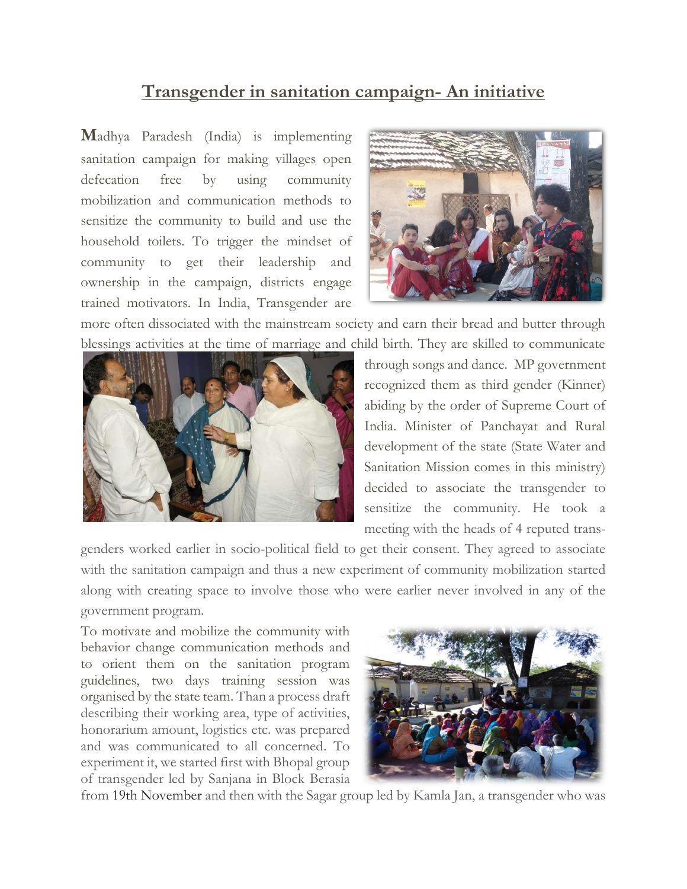# Transgender in sanitation campaign- An initiative

**M**adhya Paradesh (India) is implementing sanitation campaign for making villages open defecation free by using community mobilization and communication methods to sensitize the community to build and use the household toilets. To trigger the mindset of community to get their leadership and ownership in the campaign, districts engage trained motivators. In India, Transgender are more often dissociated with the mainstream society and earn their bread and butter through blessings activities at the time of marriage and child birth. They are skilled to communicate through songs and dance. MP government recognized them as third gender (Kinner) abiding by the order of Supreme Court of India. Minister of Panchayat and Rural development of the state (State Water and Sanitation Mission comes in this ministry) decided to associate the transgender to sensitize the community. He took a meeting with the heads of 4 reputed trans-genders worked earlier in socio-political field to get their consent. They agreed to associate with the sanitation campaign and thus a new experiment of community mobilization started along with creating space to involve those who were earlier never involved in any of the government program.

To motivate and mobilize the community with behavior change communication methods and to orient them on the sanitation program guidelines, two days training session was organised by the state team. Than a process draft describing their working area, type of activities, honorarium amount, logistics etc. was prepared and was communicated to all concerned. To experiment it, we started first with Bhopal group of transgender led by Sanjana in Block Berasia from 19th November and then with the Sagar group led by Kamla Jan, a transgender who was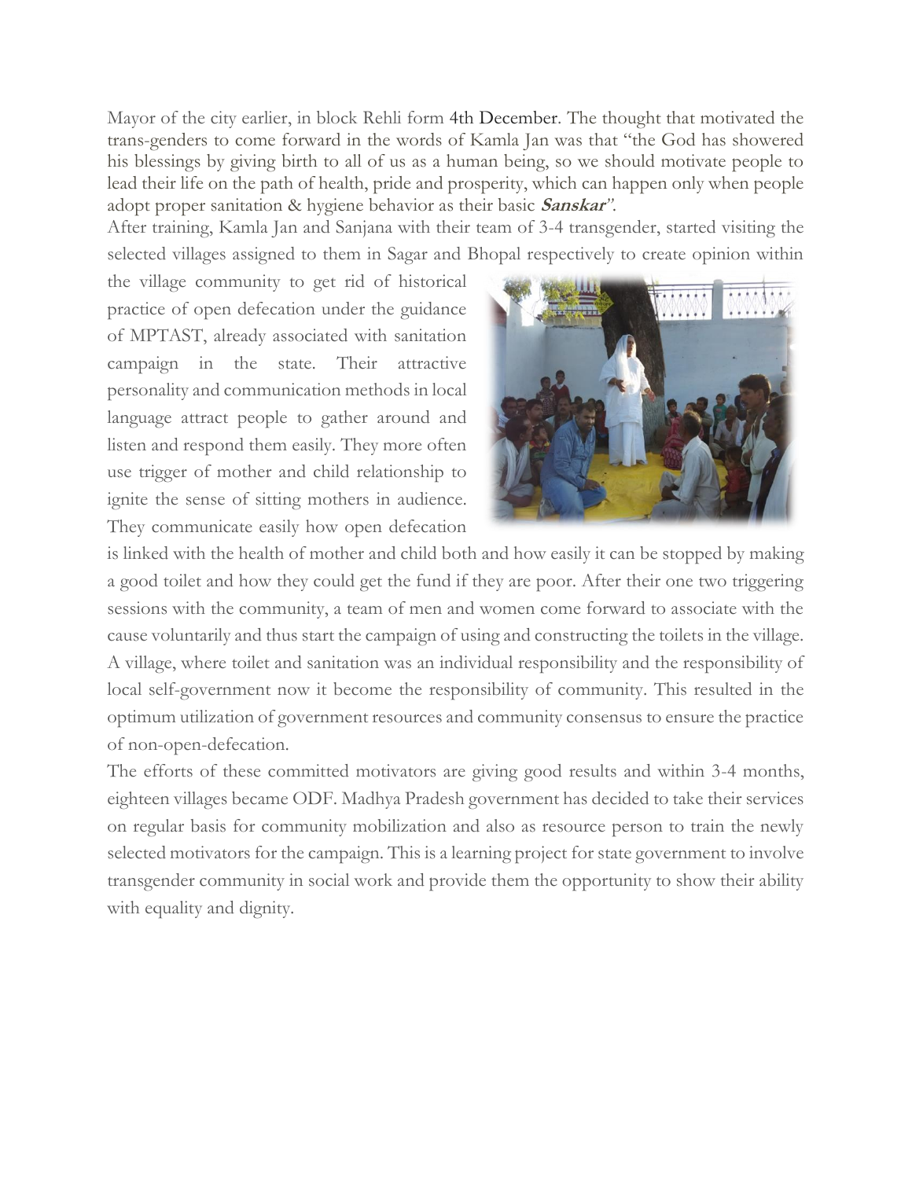Mayor of the city earlier, in block Rehli form 4th December. The thought that motivated the trans-genders to come forward in the words of Kamla Jan was that "the God has showered his blessings by giving birth to all of us as a human being, so we should motivate people to lead their life on the path of health, pride and prosperity, which can happen only when people adopt proper sanitation & hygiene behavior as their basic ***Sanskar***".

After training, Kamla Jan and Sanjana with their team of 3-4 transgender, started visiting the selected villages assigned to them in Sagar and Bhopal respectively to create opinion within the village community to get rid of historical practice of open defecation under the guidance of MPTAST, already associated with sanitation campaign in the state. Their attractive personality and communication methods in local language attract people to gather around and listen and respond them easily. They more often use trigger of mother and child relationship to ignite the sense of sitting mothers in audience. They communicate easily how open defecation is linked with the health of mother and child both and how easily it can be stopped by making a good toilet and how they could get the fund if they are poor. After their one two triggering sessions with the community, a team of men and women come forward to associate with the cause voluntarily and thus start the campaign of using and constructing the toilets in the village. A village, where toilet and sanitation was an individual responsibility and the responsibility of local self-government now it become the responsibility of community. This resulted in the optimum utilization of government resources and community consensus to ensure the practice of non-open-defecation.

The efforts of these committed motivators are giving good results and within 3-4 months, eighteen villages became ODF. Madhya Pradesh government has decided to take their services on regular basis for community mobilization and also as resource person to train the newly selected motivators for the campaign. This is a learning project for state government to involve transgender community in social work and provide them the opportunity to show their ability with equality and dignity.